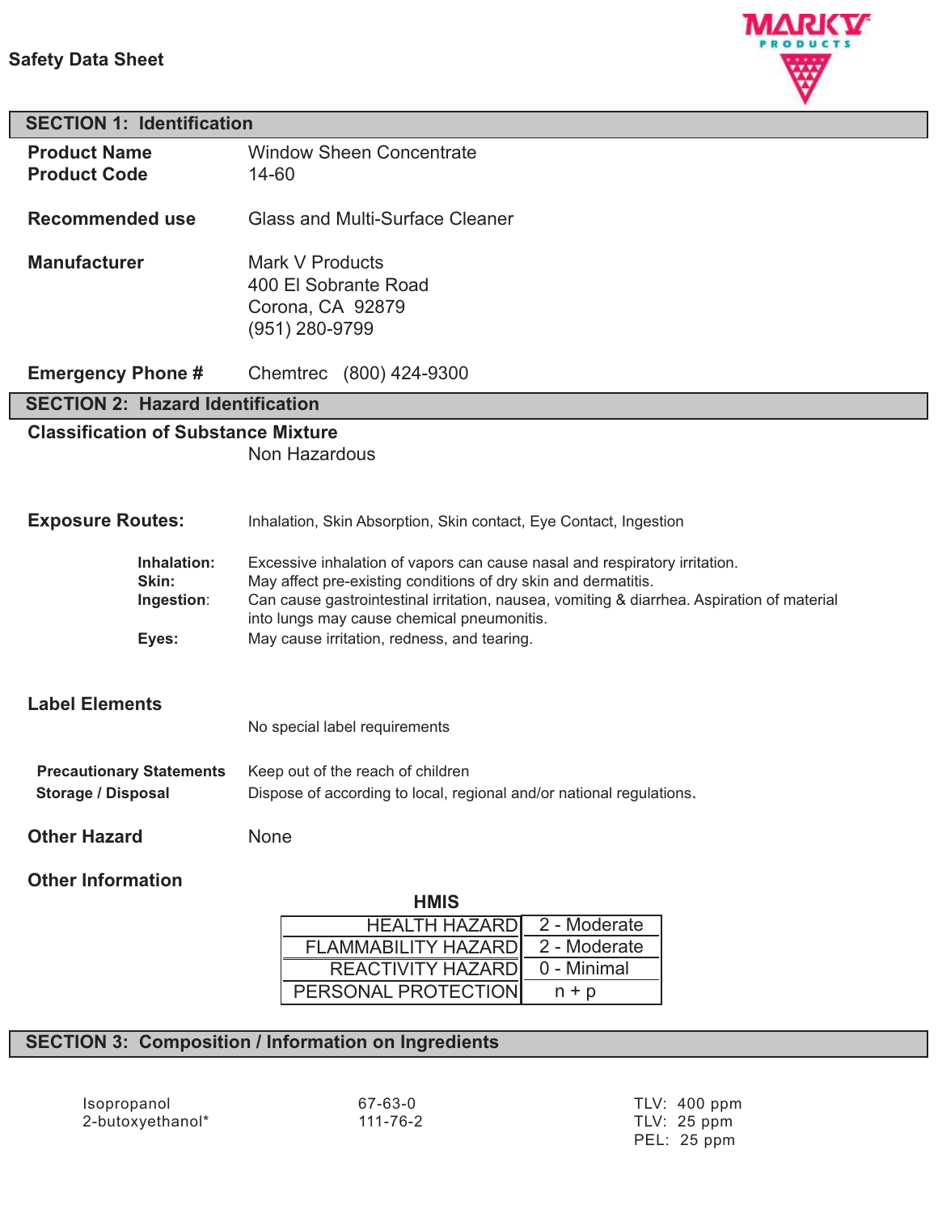**Safety Data Sheet**

## SECTION 1: Identification

| | |
|---|---|
| **Product Name** | Window Sheen Concentrate |
| **Product Code** | 14-60 |
| **Recommended use** | Glass and Multi-Surface Cleaner |
| **Manufacturer** | Mark V Products<br>400 El Sobrante Road<br>Corona, CA 92879<br>(951) 280-9799 |
| **Emergency Phone #** | Chemtrec (800) 424-9300 |

## SECTION 2: Hazard Identification

**Classification of Substance Mixture**

Non Hazardous

**Exposure Routes:** Inhalation, Skin Absorption, Skin contact, Eye Contact, Ingestion

- **Inhalation:** Excessive inhalation of vapors can cause nasal and respiratory irritation.
- **Skin:** May affect pre-existing conditions of dry skin and dermatitis.
- **Ingestion:** Can cause gastrointestinal irritation, nausea, vomiting & diarrhea. Aspiration of material into lungs may cause chemical pneumonitis.
- **Eyes:** May cause irritation, redness, and tearing.

**Label Elements**

No special label requirements

**Precautionary Statements** Keep out of the reach of children

**Storage / Disposal** Dispose of according to local, regional and/or national regulations.

**Other Hazard** None

**Other Information**

**HMIS**

| | |
|---|---|
| HEALTH HAZARD | 2 - Moderate |
| FLAMMABILITY HAZARD | 2 - Moderate |
| REACTIVITY HAZARD | 0 - Minimal |
| PERSONAL PROTECTION | n + p |

## SECTION 3: Composition / Information on Ingredients

| | | |
|---|---|---|
| Isopropanol | 67-63-0 | TLV: 400 ppm |
| 2-butoxyethanol* | 111-76-2 | TLV: 25 ppm<br>PEL: 25 ppm |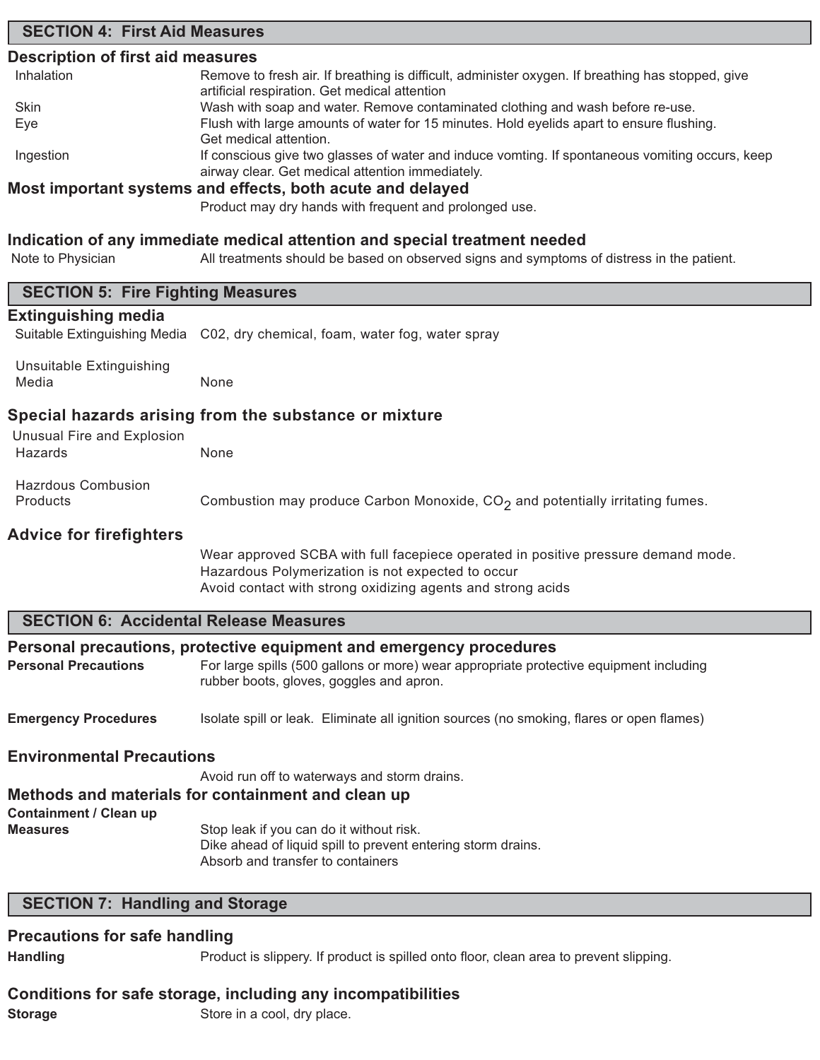## SECTION 4: First Aid Measures

### Description of first aid measures

| | |
|---|---|
| Inhalation | Remove to fresh air. If breathing is difficult, administer oxygen. If breathing has stopped, give artificial respiration. Get medical attention |
| Skin | Wash with soap and water. Remove contaminated clothing and wash before re-use. |
| Eye | Flush with large amounts of water for 15 minutes. Hold eyelids apart to ensure flushing. Get medical attention. |
| Ingestion | If conscious give two glasses of water and induce vomting. If spontaneous vomiting occurs, keep airway clear. Get medical attention immediately. |

### Most important systems and effects, both acute and delayed

Product may dry hands with frequent and prolonged use.

### Indication of any immediate medical attention and special treatment needed

Note to Physician: All treatments should be based on observed signs and symptoms of distress in the patient.

## SECTION 5: Fire Fighting Measures

### Extinguishing media

Suitable Extinguishing Media: C02, dry chemical, foam, water fog, water spray

Unsuitable Extinguishing Media: None

### Special hazards arising from the substance or mixture

Unusual Fire and Explosion Hazards: None

Hazrdous Combustion Products: Combustion may produce Carbon Monoxide, $CO_2$ and potentially irritating fumes.

### Advice for firefighters

Wear approved SCBA with full facepiece operated in positive pressure demand mode.
Hazardous Polymerization is not expected to occur
Avoid contact with strong oxidizing agents and strong acids

## SECTION 6: Accidental Release Measures

### Personal precautions, protective equipment and emergency procedures

**Personal Precautions**: For large spills (500 gallons or more) wear appropriate protective equipment including rubber boots, gloves, goggles and apron.

**Emergency Procedures**: Isolate spill or leak. Eliminate all ignition sources (no smoking, flares or open flames)

### Environmental Precautions

Avoid run off to waterways and storm drains.

### Methods and materials for containment and clean up

**Containment / Clean up Measures**:
Stop leak if you can do it without risk.
Dike ahead of liquid spill to prevent entering storm drains.
Absorb and transfer to containers

## SECTION 7: Handling and Storage

### Precautions for safe handling

**Handling**: Product is slippery. If product is spilled onto floor, clean area to prevent slipping.

### Conditions for safe storage, including any incompatibilities

**Storage**: Store in a cool, dry place.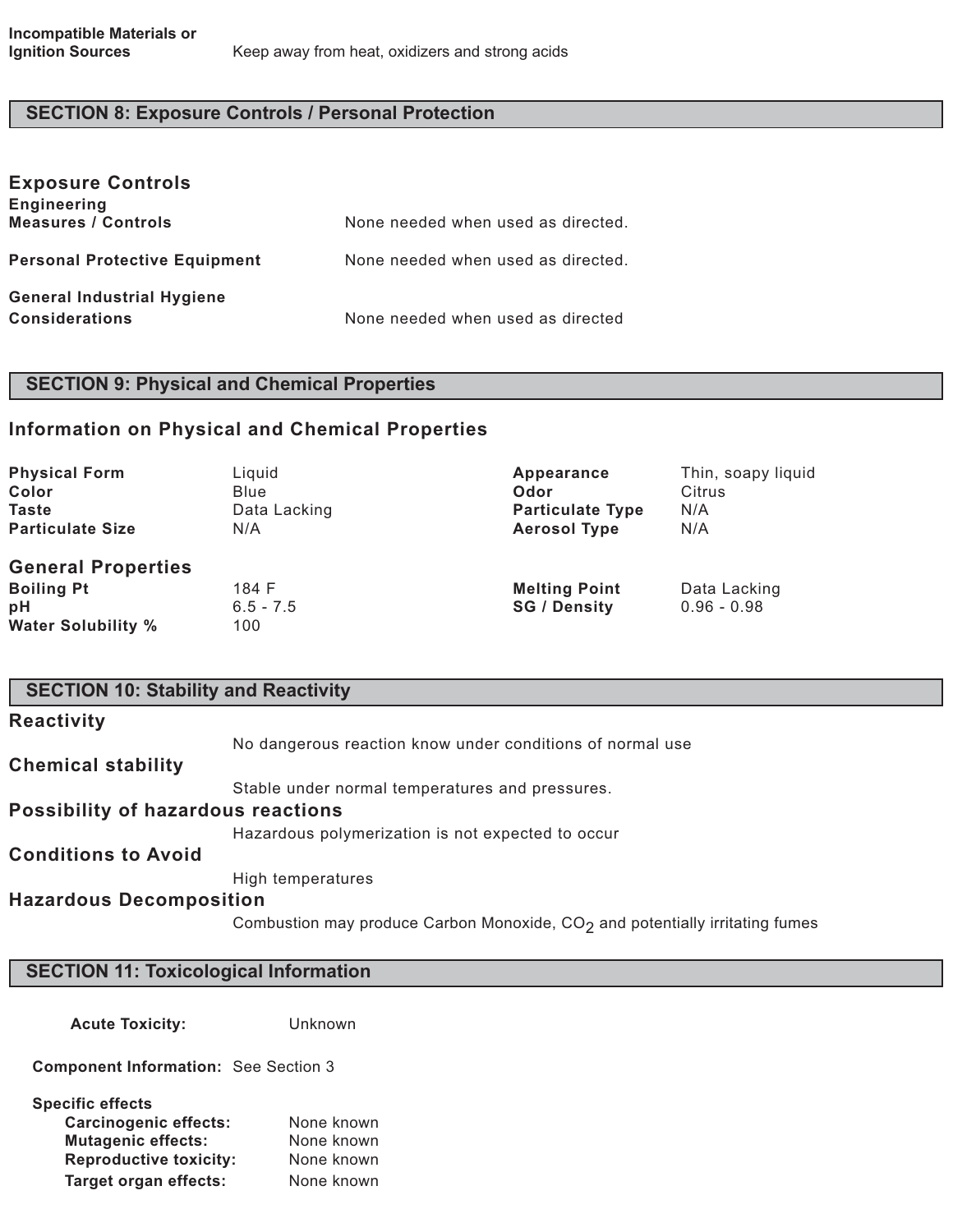**Incompatible Materials or Ignition Sources** Keep away from heat, oxidizers and strong acids

## SECTION 8: Exposure Controls / Personal Protection

### Exposure Controls

| | |
|---|---|
| **Engineering Measures / Controls** | None needed when used as directed. |
| **Personal Protective Equipment** | None needed when used as directed. |
| **General Industrial Hygiene Considerations** | None needed when used as directed |

## SECTION 9: Physical and Chemical Properties

### Information on Physical and Chemical Properties

| | | | |
|---|---|---|---|
| **Physical Form** | Liquid | **Appearance** | Thin, soapy liquid |
| **Color** | Blue | **Odor** | Citrus |
| **Taste** | Data Lacking | **Particulate Type** | N/A |
| **Particulate Size** | N/A | **Aerosol Type** | N/A |

### General Properties

| | | | |
|---|---|---|---|
| **Boiling Pt** | 184 F | **Melting Point** | Data Lacking |
| **pH** | 6.5 - 7.5 | **SG / Density** | 0.96 - 0.98 |
| **Water Solubility %** | 100 | | |

## SECTION 10: Stability and Reactivity

### Reactivity

No dangerous reaction know under conditions of normal use

### Chemical stability

Stable under normal temperatures and pressures.

### Possibility of hazardous reactions

Hazardous polymerization is not expected to occur

### Conditions to Avoid

High temperatures

### Hazardous Decomposition

Combustion may produce Carbon Monoxide, $CO_2$ and potentially irritating fumes

## SECTION 11: Toxicological Information

**Acute Toxicity:** Unknown

**Component Information:** See Section 3

**Specific effects**

- **Carcinogenic effects:** None known
- **Mutagenic effects:** None known
- **Reproductive toxicity:** None known
- **Target organ effects:** None known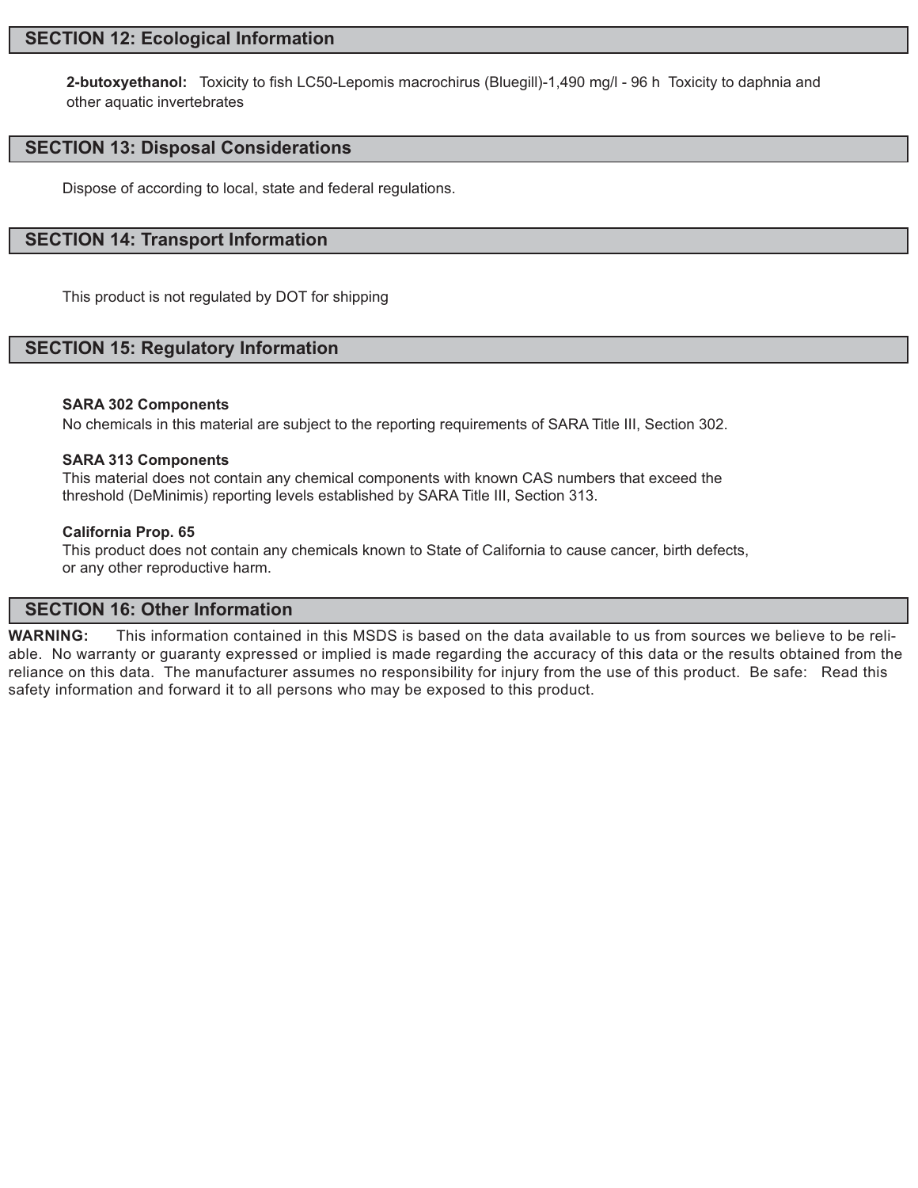## SECTION 12: Ecological Information

**2-butoxyethanol:** Toxicity to fish LC50-Lepomis macrochirus (Bluegill)-1,490 mg/l - 96 h Toxicity to daphnia and other aquatic invertebrates

## SECTION 13: Disposal Considerations

Dispose of according to local, state and federal regulations.

## SECTION 14: Transport Information

This product is not regulated by DOT for shipping

## SECTION 15: Regulatory Information

**SARA 302 Components**

No chemicals in this material are subject to the reporting requirements of SARA Title III, Section 302.

**SARA 313 Components**

This material does not contain any chemical components with known CAS numbers that exceed the threshold (DeMinimis) reporting levels established by SARA Title III, Section 313.

**California Prop. 65**

This product does not contain any chemicals known to State of California to cause cancer, birth defects, or any other reproductive harm.

## SECTION 16: Other Information

**WARNING:** This information contained in this MSDS is based on the data available to us from sources we believe to be reliable. No warranty or guaranty expressed or implied is made regarding the accuracy of this data or the results obtained from the reliance on this data. The manufacturer assumes no responsibility for injury from the use of this product. Be safe: Read this safety information and forward it to all persons who may be exposed to this product.